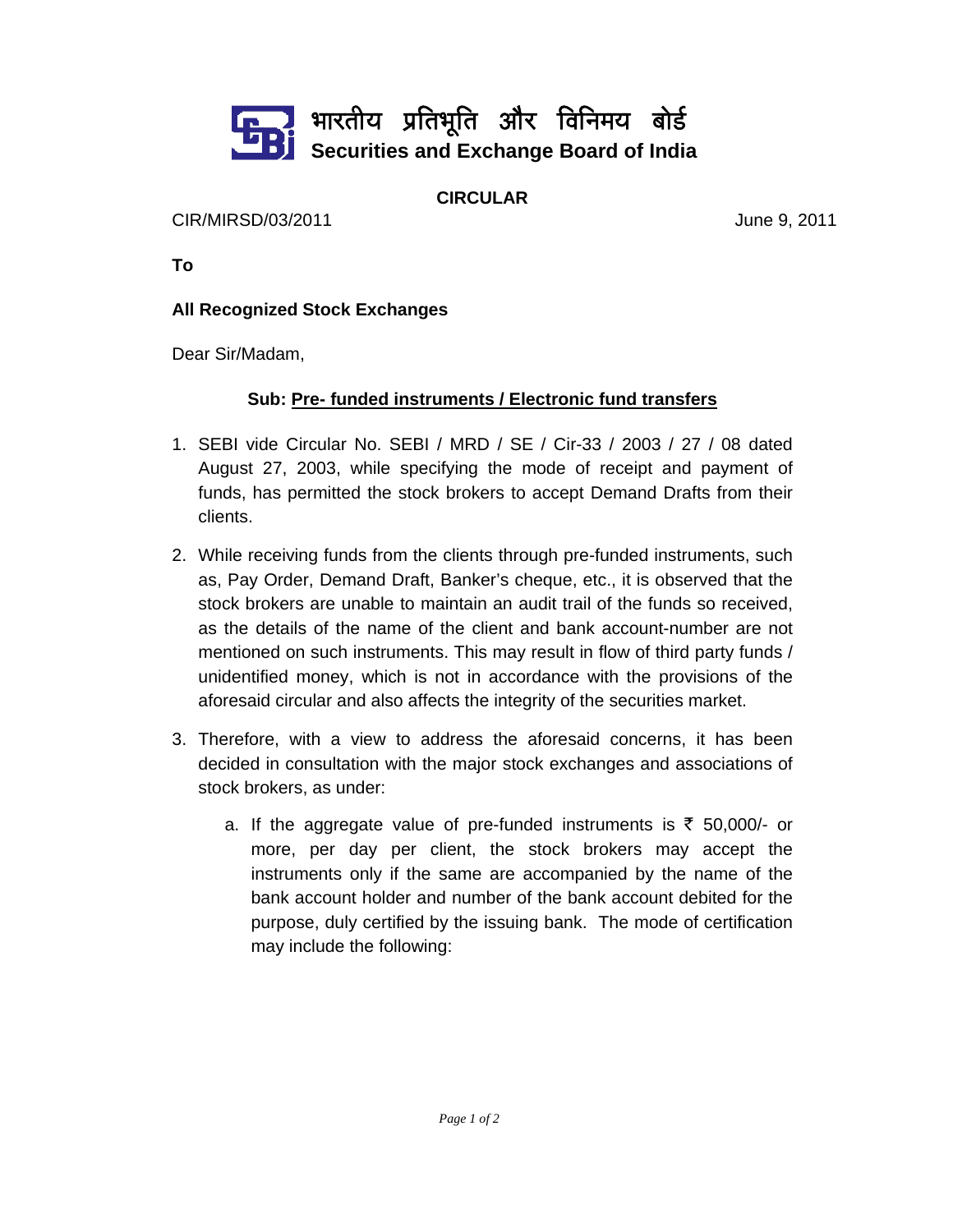भारतीय प्रतिभूति और विनिमय बोर्ड

**Securities and Exchange Board of India**

**CIRCULAR**

CIR/MIRSD/03/2011 June 9, 2011

**To**

**All Recognized Stock Exchanges**

Dear Sir/Madam,

**Sub: Pre- funded instruments / Electronic fund transfers**

1. SEBI vide Circular No. SEBI / MRD / SE / Cir-33 / 2003 / 27 / 08 dated August 27, 2003, while specifying the mode of receipt and payment of funds, has permitted the stock brokers to accept Demand Drafts from their clients.

2. While receiving funds from the clients through pre-funded instruments, such as, Pay Order, Demand Draft, Banker's cheque, etc., it is observed that the stock brokers are unable to maintain an audit trail of the funds so received, as the details of the name of the client and bank account-number are not mentioned on such instruments. This may result in flow of third party funds / unidentified money, which is not in accordance with the provisions of the aforesaid circular and also affects the integrity of the securities market.

3. Therefore, with a view to address the aforesaid concerns, it has been decided in consultation with the major stock exchanges and associations of stock brokers, as under:

   a. If the aggregate value of pre-funded instruments is ₹ 50,000/- or more, per day per client, the stock brokers may accept the instruments only if the same are accompanied by the name of the bank account holder and number of the bank account debited for the purpose, duly certified by the issuing bank. The mode of certification may include the following: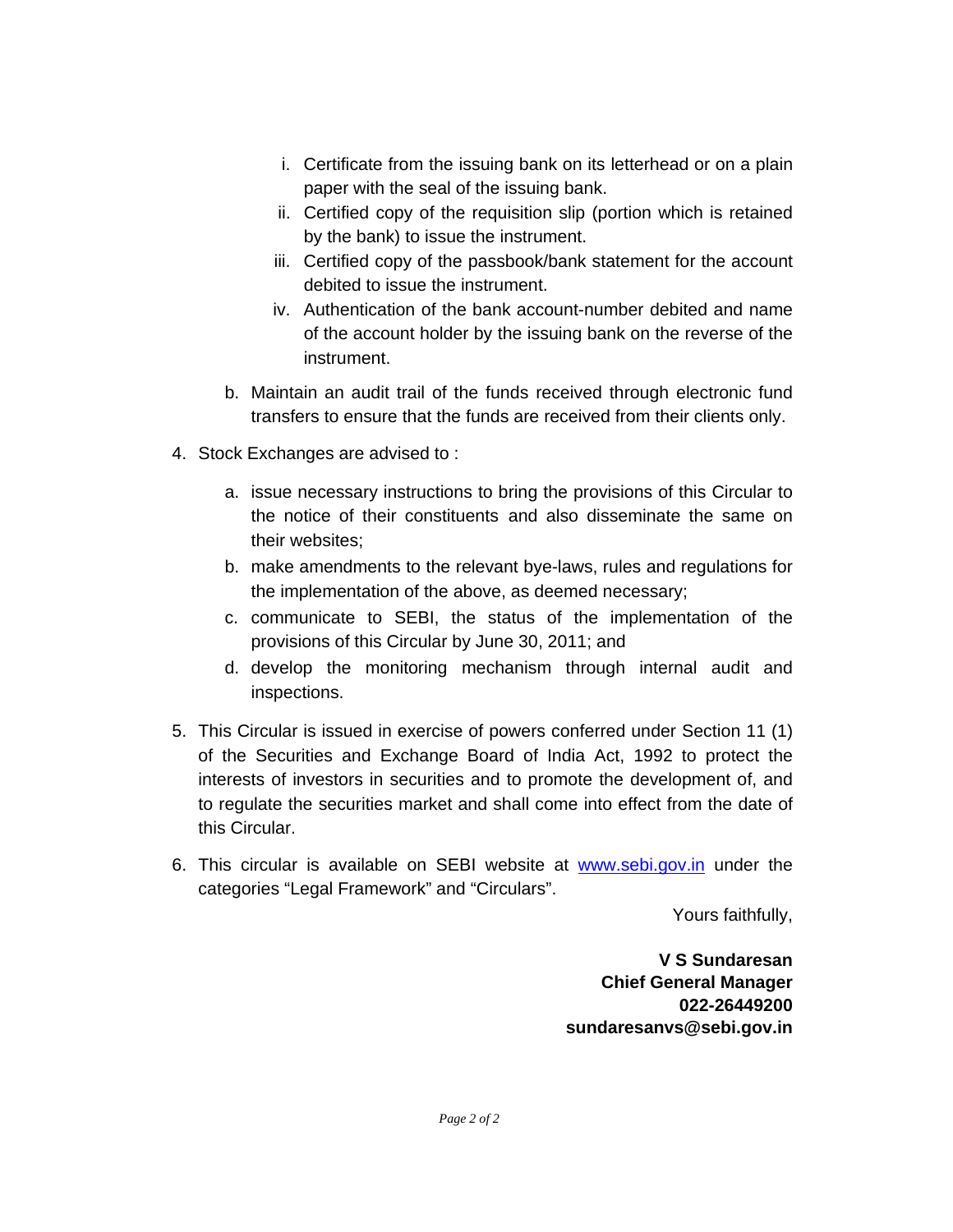i. Certificate from the issuing bank on its letterhead or on a plain paper with the seal of the issuing bank.
   ii. Certified copy of the requisition slip (portion which is retained by the bank) to issue the instrument.
   iii. Certified copy of the passbook/bank statement for the account debited to issue the instrument.
   iv. Authentication of the bank account-number debited and name of the account holder by the issuing bank on the reverse of the instrument.

   b. Maintain an audit trail of the funds received through electronic fund transfers to ensure that the funds are received from their clients only.

4. Stock Exchanges are advised to :

   a. issue necessary instructions to bring the provisions of this Circular to the notice of their constituents and also disseminate the same on their websites;
   b. make amendments to the relevant bye-laws, rules and regulations for the implementation of the above, as deemed necessary;
   c. communicate to SEBI, the status of the implementation of the provisions of this Circular by June 30, 2011; and
   d. develop the monitoring mechanism through internal audit and inspections.

5. This Circular is issued in exercise of powers conferred under Section 11 (1) of the Securities and Exchange Board of India Act, 1992 to protect the interests of investors in securities and to promote the development of, and to regulate the securities market and shall come into effect from the date of this Circular.

6. This circular is available on SEBI website at www.sebi.gov.in under the categories “Legal Framework” and “Circulars”.

Yours faithfully,

**V S Sundaresan**
**Chief General Manager**
**022-26449200**
**sundaresanvs@sebi.gov.in**